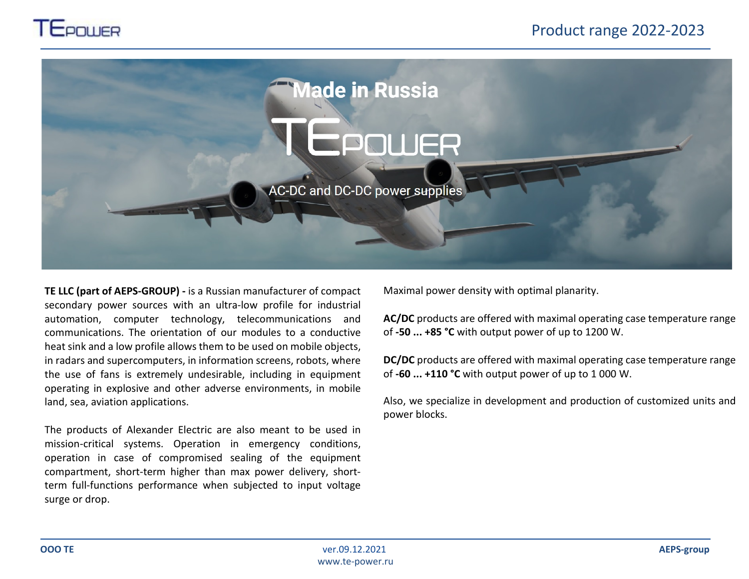# Product range 2022-2023

## Made in Russia

# TEPOWER

AC-DC and DC-DC power supplies

**TE LLC (part of AEPS-GROUP) -** is a Russian manufacturer of compact secondary power sources with an ultra-low profile for industrial automation, computer technology, telecommunications and communications. The orientation of our modules to a conductive heat sink and a low profile allows them to be used on mobile objects, in radars and supercomputers, in information screens, robots, where the use of fans is extremely undesirable, including in equipment operating in explosive and other adverse environments, in mobile land, sea, aviation applications.

The products of Alexander Electric are also meant to be used in mission-critical systems. Operation in emergency conditions, operation in case of compromised sealing of the equipment compartment, short-term higher than max power delivery, short-term full-functions performance when subjected to input voltage surge or drop.

Maximal power density with optimal planarity.

**AC/DC** products are offered with maximal operating case temperature range of **-50 ... +85 °C** with output power of up to 1200 W.

**DC/DC** products are offered with maximal operating case temperature range of **-60 ... +110 °C** with output power of up to 1 000 W.

Also, we specialize in development and production of customized units and power blocks.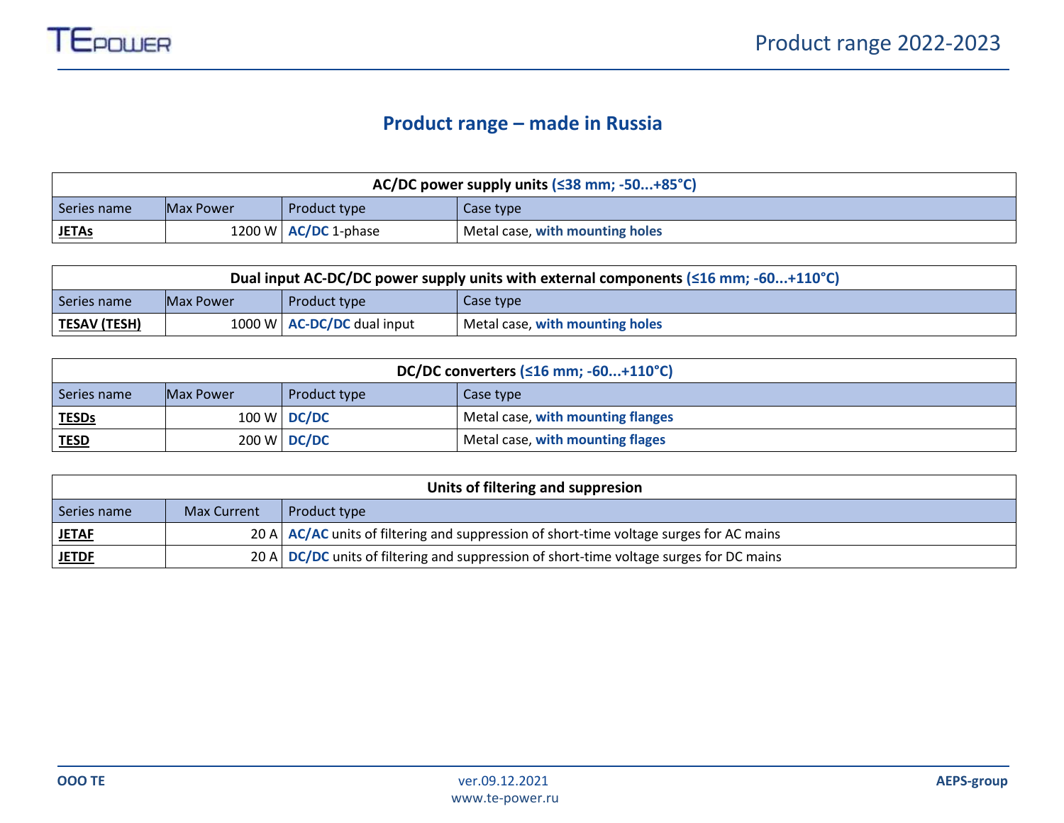# Product range – made in Russia

| AC/DC power supply units (≤38 mm; -50...+85°C) | | | |
|---|---|---|---|
| Series name | Max Power | Product type | Case type |
| **JETAs** | 1200 W | **AC/DC** 1-phase | Metal case, **with mounting holes** |

| Dual input AC-DC/DC power supply units with external components (≤16 mm; -60...+110°C) | | | |
|---|---|---|---|
| Series name | Max Power | Product type | Case type |
| **TESAV (TESH)** | 1000 W | **AC-DC/DC** dual input | Metal case, **with mounting holes** |

| DC/DC converters (≤16 mm; -60...+110°C) | | | |
|---|---|---|---|
| Series name | Max Power | Product type | Case type |
| **TESDs** | 100 W | **DC/DC** | Metal case, **with mounting flanges** |
| **TESD** | 200 W | **DC/DC** | Metal case, **with mounting flages** |

| Units of filtering and suppresion | | |
|---|---|---|
| Series name | Max Current | Product type |
| **JETAF** | 20 A | **AC/AC** units of filtering and suppression of short-time voltage surges for AC mains |
| **JETDF** | 20 A | **DC/DC** units of filtering and suppression of short-time voltage surges for DC mains |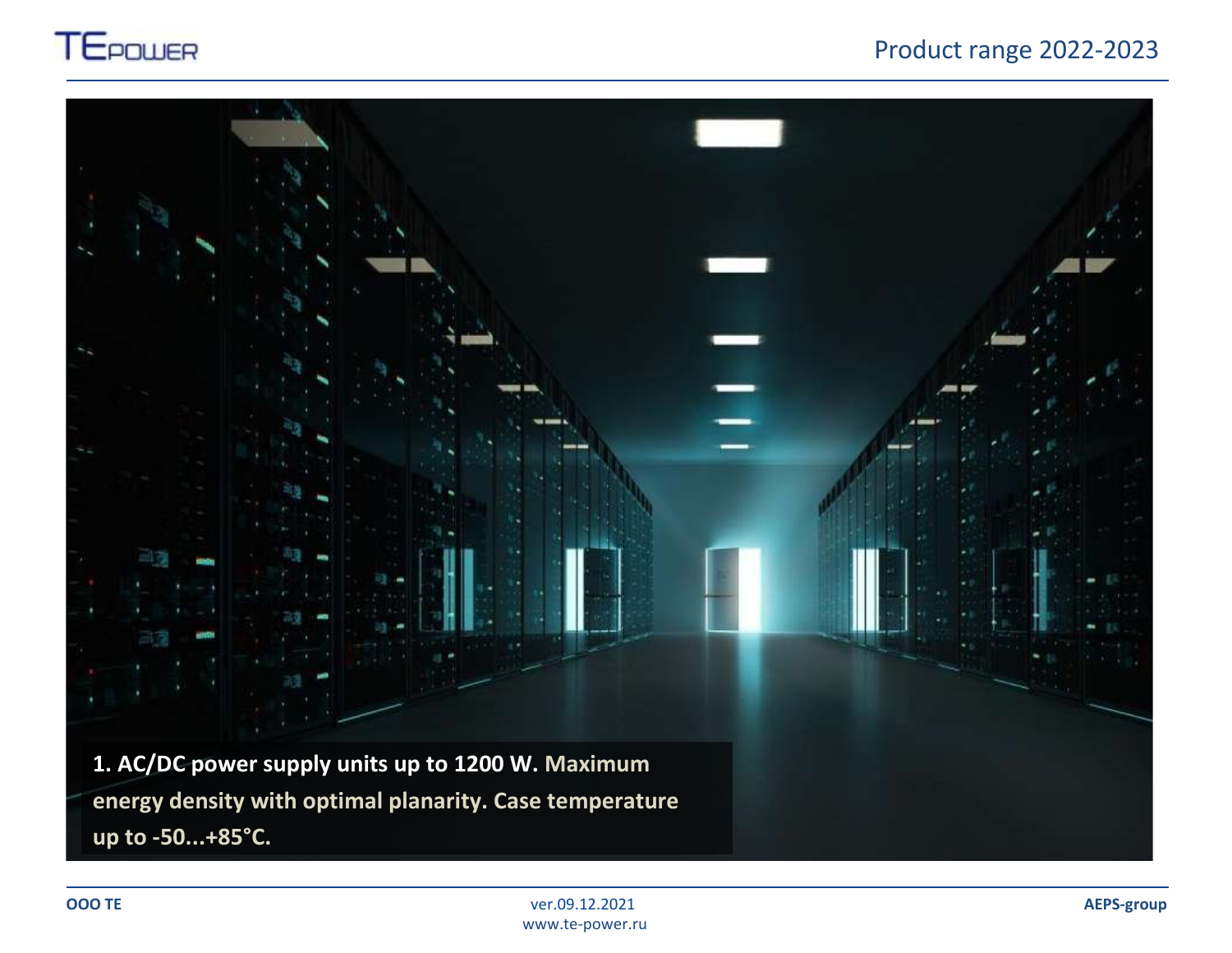**1. AC/DC power supply units up to 1200 W. Maximum energy density with optimal planarity. Case temperature up to -50...+85°C.**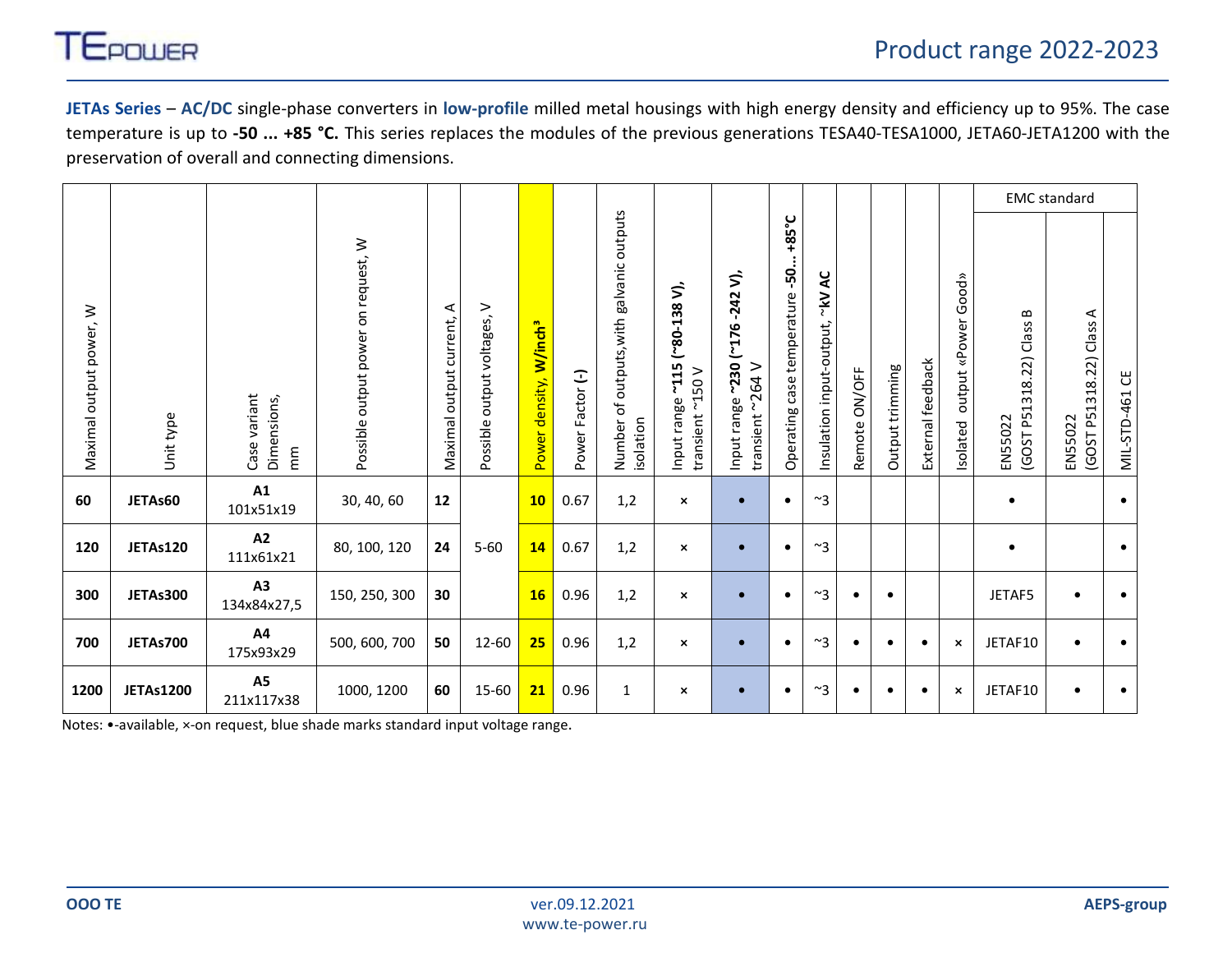**JETAs Series** – **AC/DC** single-phase converters in **low-profile** milled metal housings with high energy density and efficiency up to 95%. The case temperature is up to **-50 ... +85 °C.** This series replaces the modules of the previous generations TESA40-TESA1000, JETA60-JETA1200 with the preservation of overall and connecting dimensions.

| Maximal output power, W | Unit type | Case variant Dimensions, mm | Possible output power on request, W | Maximal output current, A | Possible output voltages, V | Power density, **W/inch³** | Power Factor (-) | Number of outputs,with galvanic outputs isolation | Input range **~115 (~80-138 V),** transient ~150 V | Input range **~230 (~176 -242 V),** transient ~264 V | Operating case temperature **-50... +85°C** | Insulation input-output, **~kV AC** | Remote ON/OFF | Output trimming | External feedback | Isolated output «Power Good» | EMC standard | | |
|---|---|---|---|---|---|---|---|---|---|---|---|---|---|---|---|---|---|---|---|
| | | | | | | | | | | | | | | | | | EN55022 (GOST P51318.22) Class B | EN55022 (GOST P51318.22) Class A | MIL-STD-461 CE |
| **60** | **JETAs60** | **A1** 101x51x19 | 30, 40, 60 | **12** | 5-60 | **10** | 0.67 | 1,2 | × | • | • | ~3 | | | | | • | | • |
| **120** | **JETAs120** | **A2** 111x61x21 | 80, 100, 120 | **24** | 5-60 | **14** | 0.67 | 1,2 | × | • | • | ~3 | | | | | • | | • |
| **300** | **JETAs300** | **A3** 134x84x27,5 | 150, 250, 300 | **30** | 5-60 | **16** | 0.96 | 1,2 | × | • | • | ~3 | • | • | | | JETAF5 | • | • |
| **700** | **JETAs700** | **A4** 175x93x29 | 500, 600, 700 | **50** | 12-60 | **25** | 0.96 | 1,2 | × | • | • | ~3 | • | • | • | × | JETAF10 | • | • |
| **1200** | **JETAs1200** | **A5** 211x117x38 | 1000, 1200 | **60** | 15-60 | **21** | 0.96 | 1 | × | • | • | ~3 | • | • | • | × | JETAF10 | • | • |

Notes: •-available, ×-on request, blue shade marks standard input voltage range.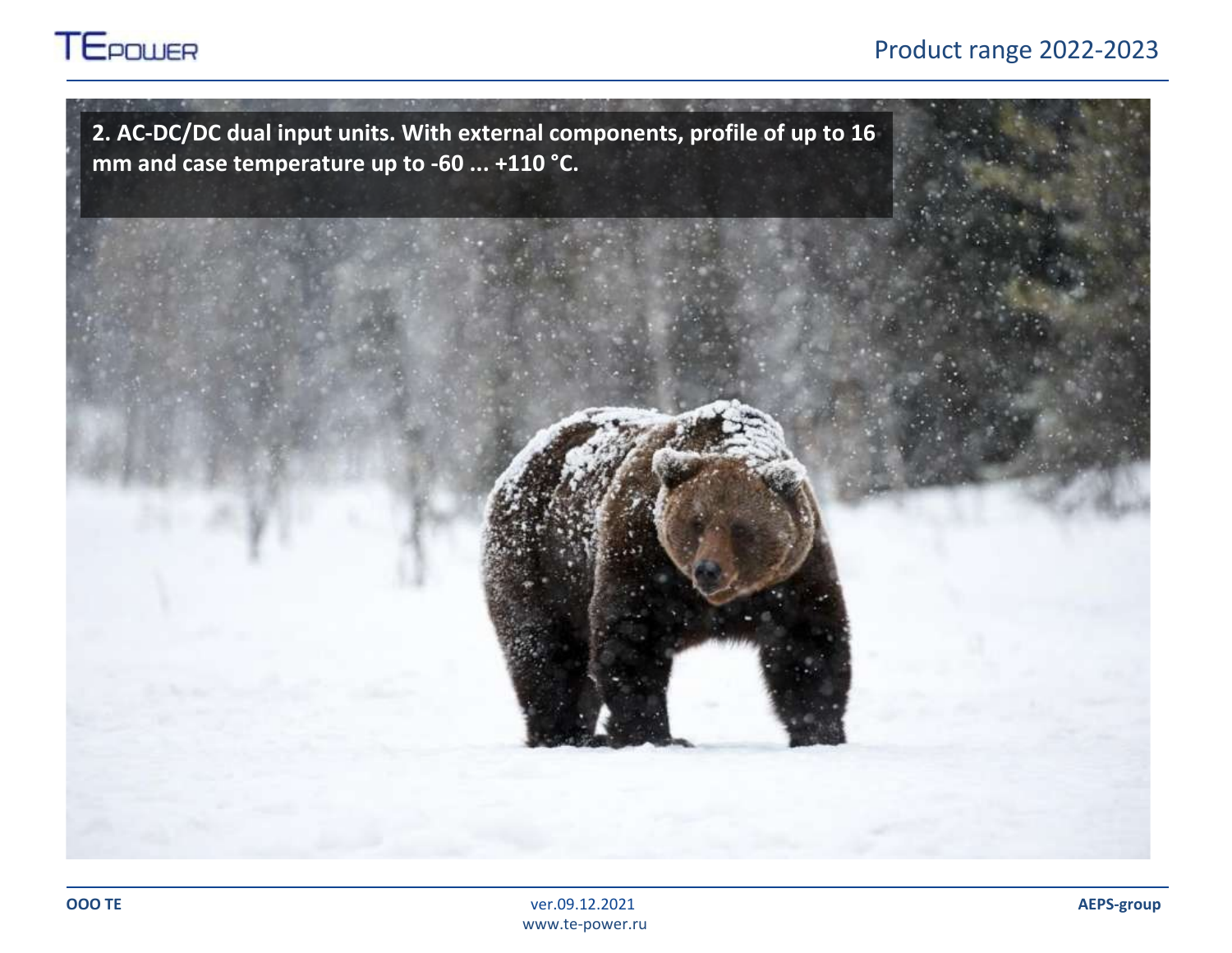## 2. AC-DC/DC dual input units. With external components, profile of up to 16 mm and case temperature up to -60 ... +110 °C.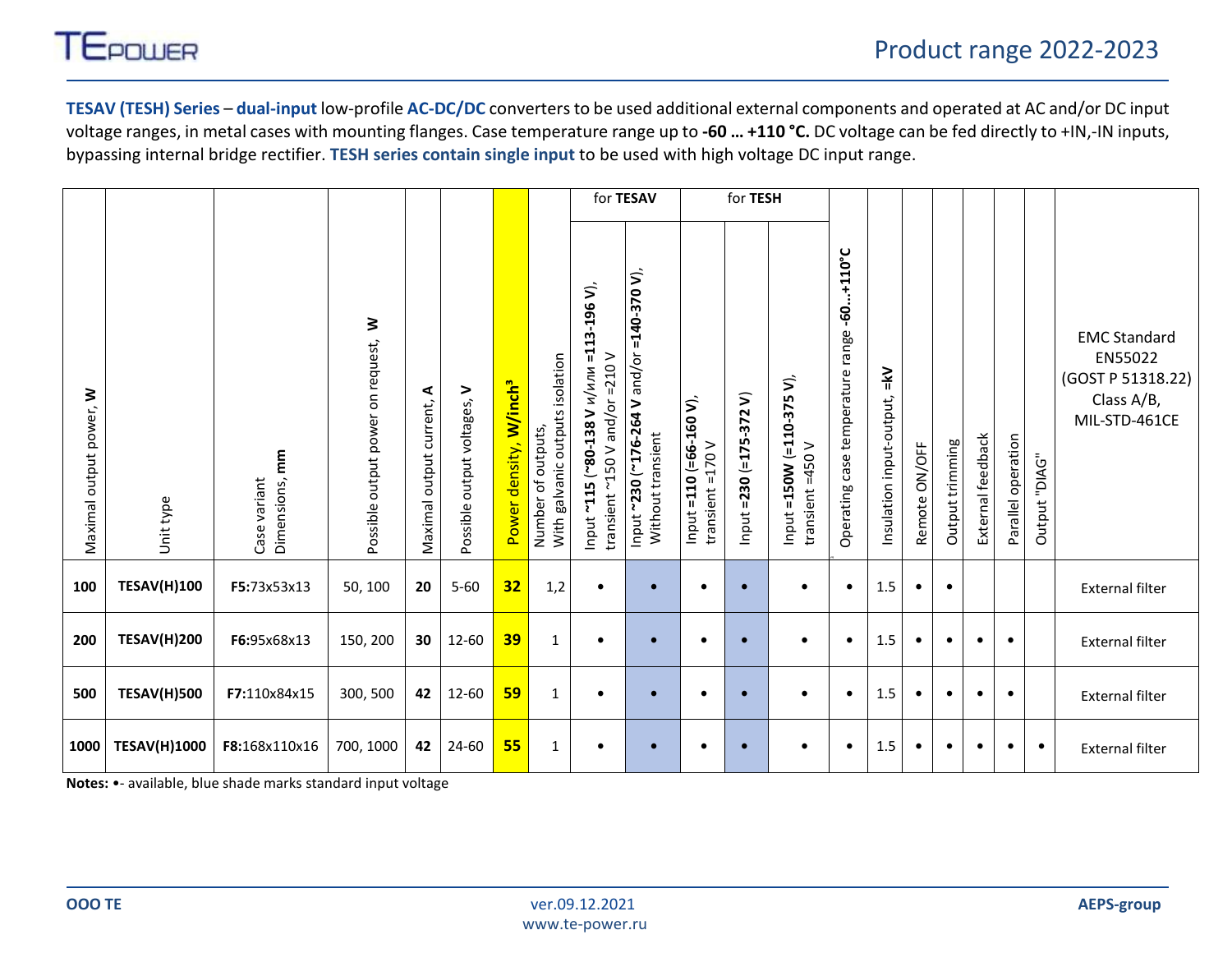**TESAV (TESH) Series** – **dual-input** low-profile **AC-DC/DC** converters to be used additional external components and operated at AC and/or DC input voltage ranges, in metal cases with mounting flanges. Case temperature range up to **-60 … +110 °C.** DC voltage can be fed directly to +IN,-IN inputs, bypassing internal bridge rectifier. **TESH series contain single input** to be used with high voltage DC input range.

| Maximal output power, **W** | Unit type | Case variant Dimensions, **mm** | Possible output power on request, **W** | Maximal output current, **A** | Possible output voltages, **V** | Power density, **W/inch³** | Number of outputs, With galvanic outputs isolation | for **TESAV** | | for **TESH** | | | Operating case temperature range **-60…+110°C** | Insulation input-output, **=kV** | Remote ON/OFF | Output trimming | External feedback | Parallel operation | Output "DIAG" | EMC Standard EN55022 (GOST P 51318.22) Class A/B, MIL-STD-461CE |
|---|---|---|---|---|---|---|---|---|---|---|---|---|---|---|---|---|---|---|---|---|
| | | | | | | | | Input **~115 (~80-138 V** и/или **=113-196 V)**, transient ~150 V and/or =210 V | Input **~230** (**~176-264 V** and/or **=140-370 V**), Without transient | Input **=110 (=66-160 V)**, transient =170 V | Input **=230 (=175-372 V)** | Input **=150W (=110-375 V)**, transient =450 V | | | | | | | | |
| **100** | **TESAV(H)100** | **F5:**73x53x13 | 50, 100 | **20** | 5-60 | **32** | 1,2 | • | • | • | • | • | • | 1.5 | • | • | | | | External filter |
| **200** | **TESAV(H)200** | **F6:**95x68x13 | 150, 200 | **30** | 12-60 | **39** | 1 | • | • | • | • | • | • | 1.5 | • | • | • | • | | External filter |
| **500** | **TESAV(H)500** | **F7:**110x84x15 | 300, 500 | **42** | 12-60 | **59** | 1 | • | • | • | • | • | • | 1.5 | • | • | • | • | | External filter |
| **1000** | **TESAV(H)1000** | **F8:**168x110x16 | 700, 1000 | **42** | 24-60 | **55** | 1 | • | • | • | • | • | • | 1.5 | • | • | • | • | • | External filter |

**Notes:** •- available, blue shade marks standard input voltage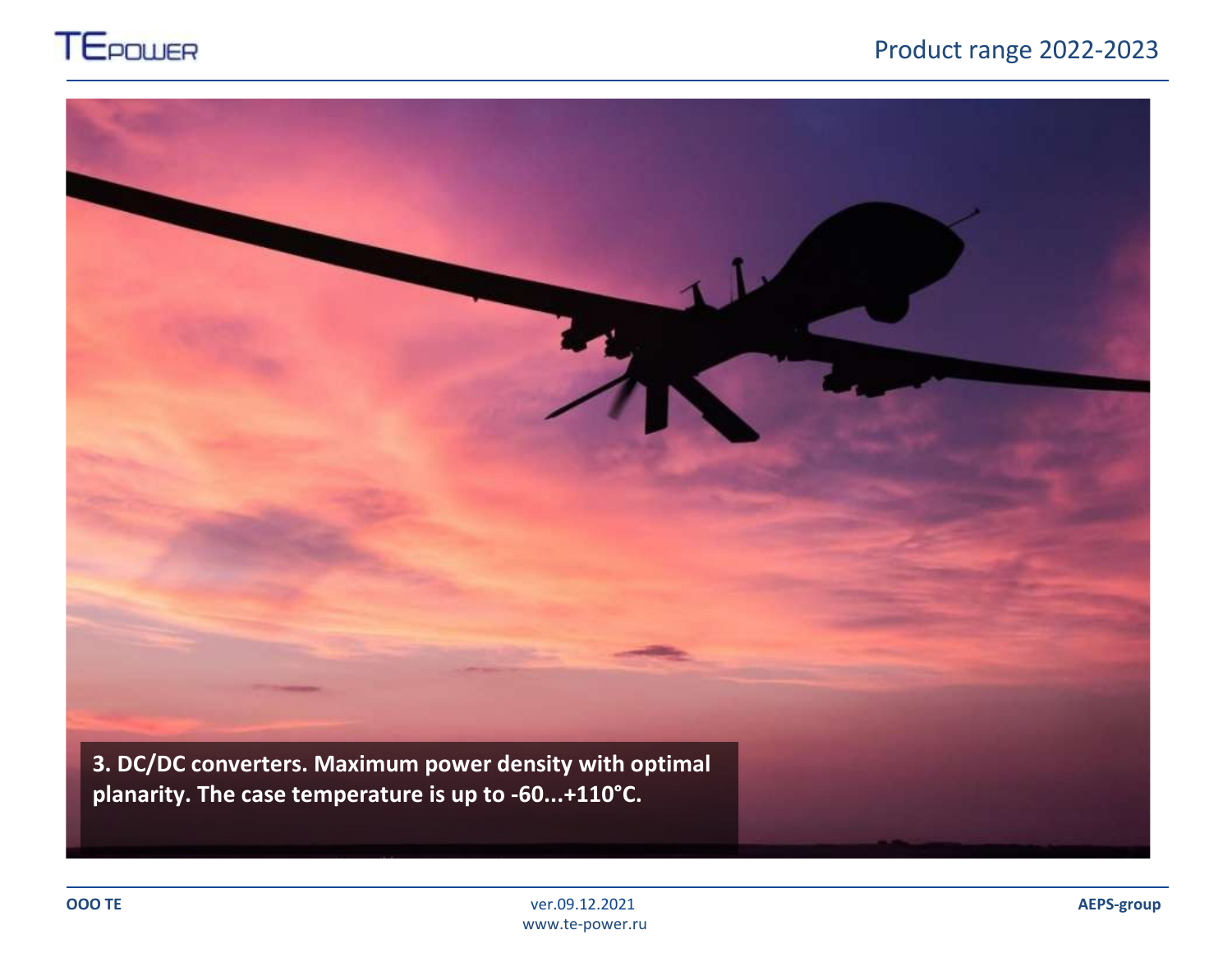**3. DC/DC converters. Maximum power density with optimal planarity. The case temperature is up to -60...+110°C.**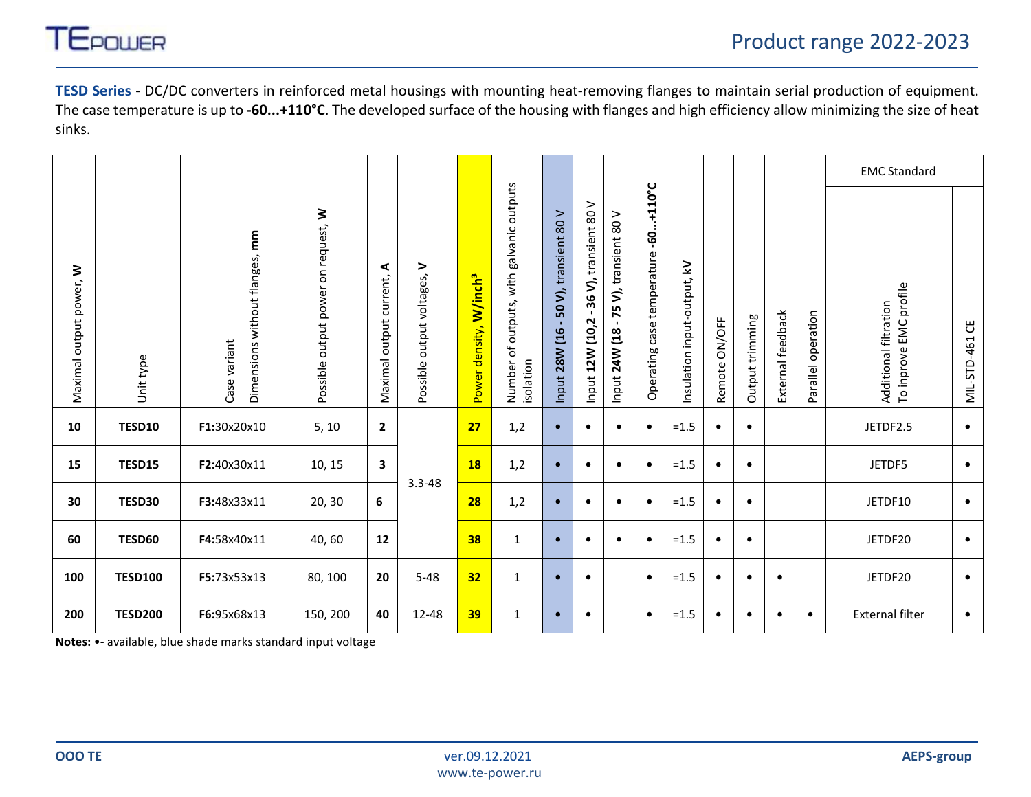**TESD Series** - DC/DC converters in reinforced metal housings with mounting heat-removing flanges to maintain serial production of equipment. The case temperature is up to **-60...+110°C**. The developed surface of the housing with flanges and high efficiency allow minimizing the size of heat sinks.

| Maximal output power, **W** | Unit type | Case variant Dimensions without flanges, **mm** | Possible output power on request, **W** | Maximal output current, **A** | Possible output voltages, **V** | Power density, **W/inch³** | Number of outputs, with galvanic outputs isolation | Input **28W (16 - 50 V),** transient 80 V | Input **12W (10,2 - 36 V),** transient 80 V | Input **24W (18 - 75 V),** transient 80 V | Operating case temperature **-60...+110°C** | Insulation input-output, **kV** | Remote ON/OFF | Output trimming | External feedback | Parallel operation | EMC Standard | |
|---|---|---|---|---|---|---|---|---|---|---|---|---|---|---|---|---|---|---|
| | | | | | | | | | | | | | | | | | Additional filtration To inprove EMC profile | MIL-STD-461 CE |
| **10** | **TESD10** | **F1:**30x20x10 | 5, 10 | **2** | 3.3-48 | **27** | 1,2 | • | • | • | • | =1.5 | • | • | | | JETDF2.5 | • |
| **15** | **TESD15** | **F2:**40x30x11 | 10, 15 | **3** | 3.3-48 | **18** | 1,2 | • | • | • | • | =1.5 | • | • | | | JETDF5 | • |
| **30** | **TESD30** | **F3:**48x33x11 | 20, 30 | **6** | 3.3-48 | **28** | 1,2 | • | • | • | • | =1.5 | • | • | | | JETDF10 | • |
| **60** | **TESD60** | **F4:**58x40x11 | 40, 60 | **12** | 3.3-48 | **38** | 1 | • | • | • | • | =1.5 | • | • | | | JETDF20 | • |
| **100** | **TESD100** | **F5:**73x53x13 | 80, 100 | **20** | 5-48 | **32** | 1 | • | • | | • | =1.5 | • | • | • | | JETDF20 | • |
| **200** | **TESD200** | **F6:**95x68x13 | 150, 200 | **40** | 12-48 | **39** | 1 | • | • | | • | =1.5 | • | • | • | • | External filter | • |

**Notes:** •- available, blue shade marks standard input voltage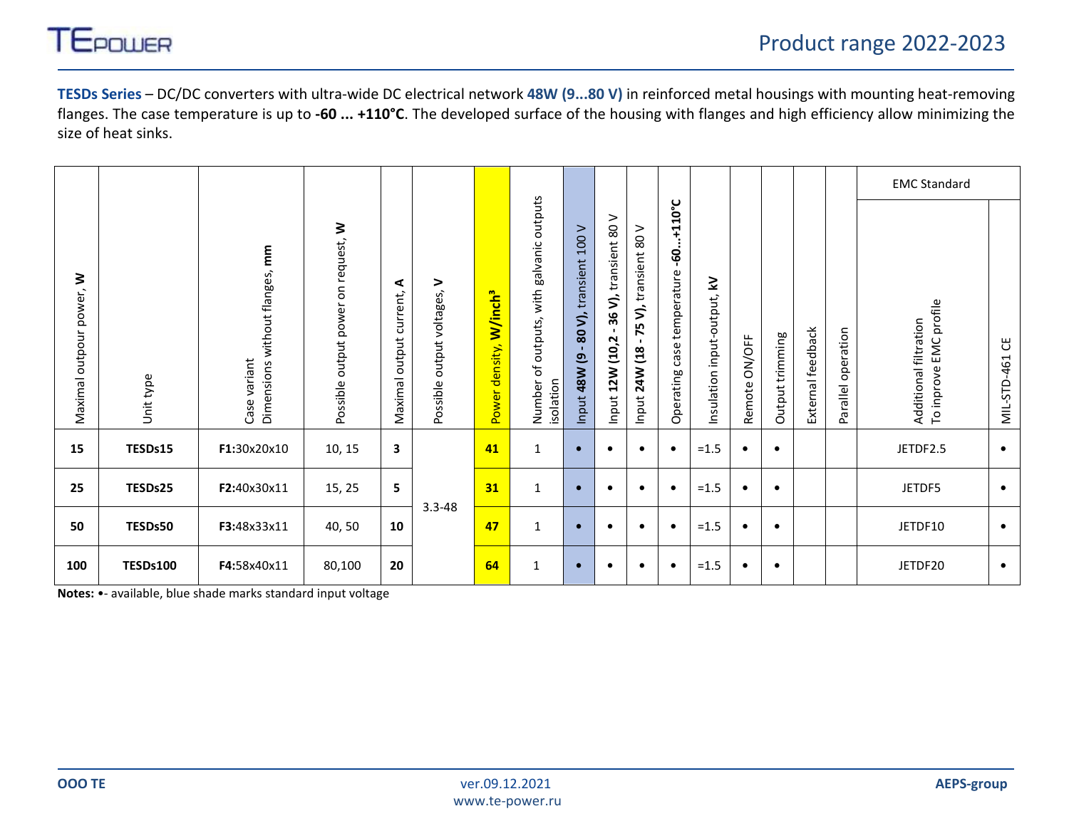**TESDs Series** – DC/DC converters with ultra-wide DC electrical network **48W (9...80 V)** in reinforced metal housings with mounting heat-removing flanges. The case temperature is up to **-60 ... +110°C**. The developed surface of the housing with flanges and high efficiency allow minimizing the size of heat sinks.

| Maximal outpour power, **W** | Unit type | Case variant Dimensions without flanges, **mm** | Possible output power on request, **W** | Maximal output current, **A** | Possible output voltages, **V** | Power density, **W/inch³** | Number of outputs, with galvanic outputs isolation | Input **48W (9 - 80 V),** transient 100 V | Input **12W (10,2 - 36 V),** transient 80 V | Input **24W (18 - 75 V),** transient 80 V | Operating case temperature **-60...+110°C** | Insulation input-output, **kV** | Remote ON/OFF | Output trimming | External feedback | Parallel operation | EMC Standard | |
|---|---|---|---|---|---|---|---|---|---|---|---|---|---|---|---|---|---|---|
| | | | | | | | | | | | | | | | | | Additional filtration To inprove EMC profile | MIL-STD-461 CE |
| **15** | **TESDs15** | **F1:**30x20x10 | 10, 15 | **3** | 3.3-48 | **41** | 1 | • | • | • | • | =1.5 | • | • | | | JETDF2.5 | • |
| **25** | **TESDs25** | **F2:**40x30x11 | 15, 25 | **5** | | **31** | 1 | • | • | • | • | =1.5 | • | • | | | JETDF5 | • |
| **50** | **TESDs50** | **F3:**48x33x11 | 40, 50 | **10** | | **47** | 1 | • | • | • | • | =1.5 | • | • | | | JETDF10 | • |
| **100** | **TESDs100** | **F4:**58x40x11 | 80,100 | **20** | | **64** | 1 | • | • | • | • | =1.5 | • | • | | | JETDF20 | • |

**Notes:** •- available, blue shade marks standard input voltage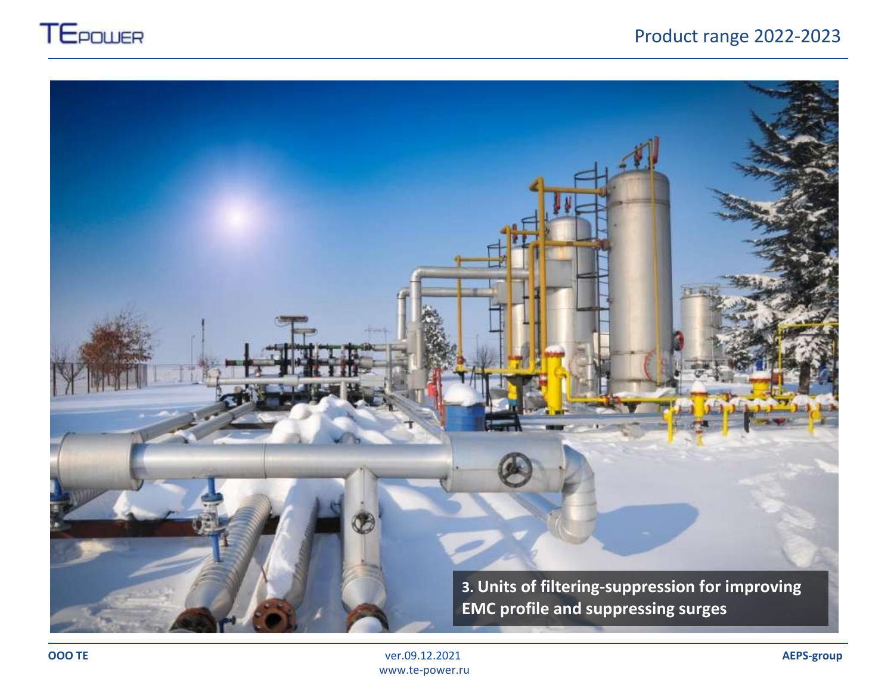**3. Units of filtering-suppression for improving EMC profile and suppressing surges**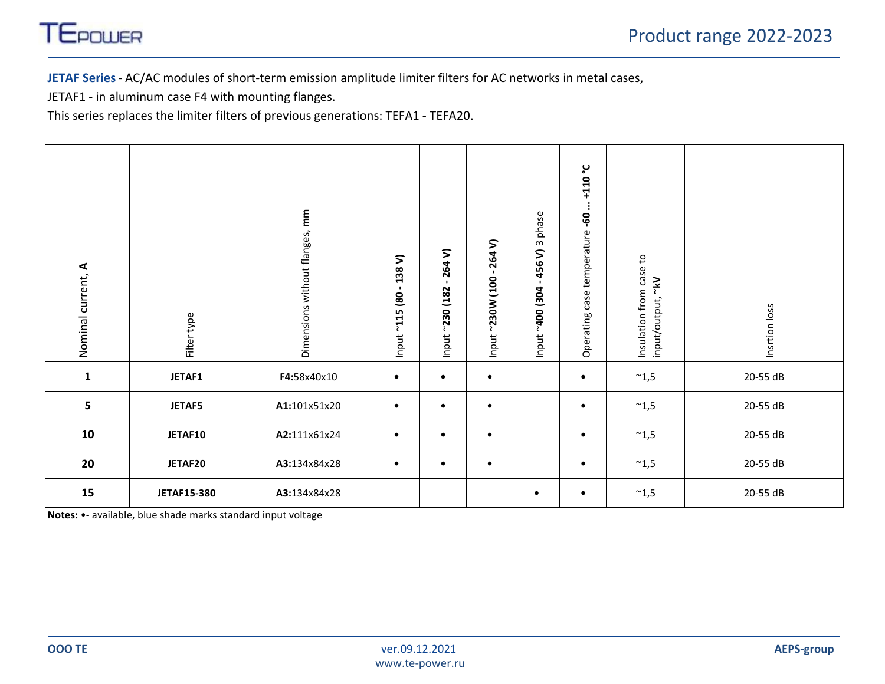**JETAF Series** - AC/AC modules of short-term emission amplitude limiter filters for AC networks in metal cases,

JETAF1 - in aluminum case F4 with mounting flanges.

This series replaces the limiter filters of previous generations: TEFA1 - TEFA20.

| Nominal current, **A** | Filter type | Dimensions without flanges, **mm** | Input **~115 (80 - 138 V)** | Input **~230 (182 - 264 V)** | Input **~230W (100 - 264 V)** | Input **~400 (304 - 456 V)** 3 phase | Operating case temperature **-60 ... +110 °C** | Insulation from case to input/output, **~kV** | Insrtion loss |
|---|---|---|---|---|---|---|---|---|---|
| **1** | **JETAF1** | **F4:**58x40x10 | • | • | • | | • | ~1,5 | 20-55 dB |
| **5** | **JETAF5** | **A1:**101x51x20 | • | • | • | | • | ~1,5 | 20-55 dB |
| **10** | **JETAF10** | **A2:**111x61x24 | • | • | • | | • | ~1,5 | 20-55 dB |
| **20** | **JETAF20** | **A3:**134x84x28 | • | • | • | | • | ~1,5 | 20-55 dB |
| **15** | **JETAF15-380** | **A3:**134x84x28 | | | | • | • | ~1,5 | 20-55 dB |

**Notes:** •- available, blue shade marks standard input voltage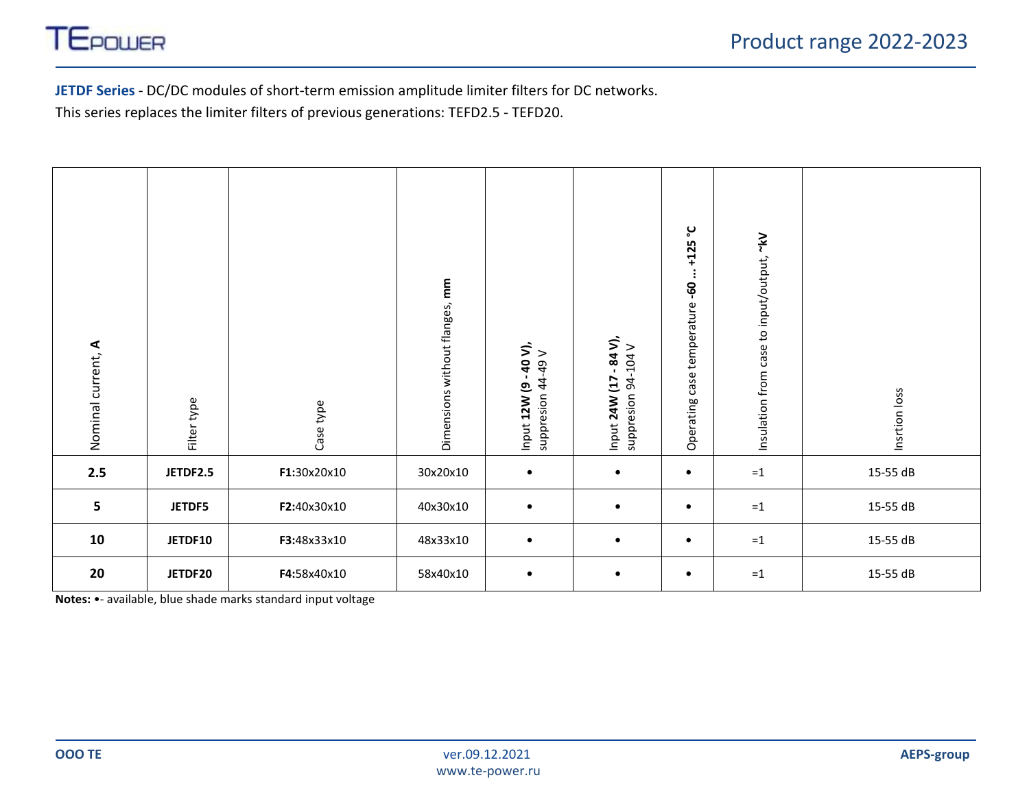**JETDF Series** - DC/DC modules of short-term emission amplitude limiter filters for DC networks.

This series replaces the limiter filters of previous generations: TEFD2.5 - TEFD20.

| Nominal current, A | Filter type | Case type | Dimensions without flanges, **mm** | Input **12W (9 - 40 V),** suppresion 44-49 V | Input **24W (17 - 84 V),** suppresion 94-104 V | Operating case temperature **-60 ... +125 °C** | Insulation from case to input/output, **~kV** | Insrtion loss |
|---|---|---|---|---|---|---|---|---|
| **2.5** | **JETDF2.5** | **F1:**30x20x10 | 30x20x10 | • | • | • | =1 | 15-55 dB |
| **5** | **JETDF5** | **F2:**40x30x10 | 40x30x10 | • | • | • | =1 | 15-55 dB |
| **10** | **JETDF10** | **F3:**48x33x10 | 48x33x10 | • | • | • | =1 | 15-55 dB |
| **20** | **JETDF20** | **F4:**58x40x10 | 58x40x10 | • | • | • | =1 | 15-55 dB |

**Notes:** •- available, blue shade marks standard input voltage